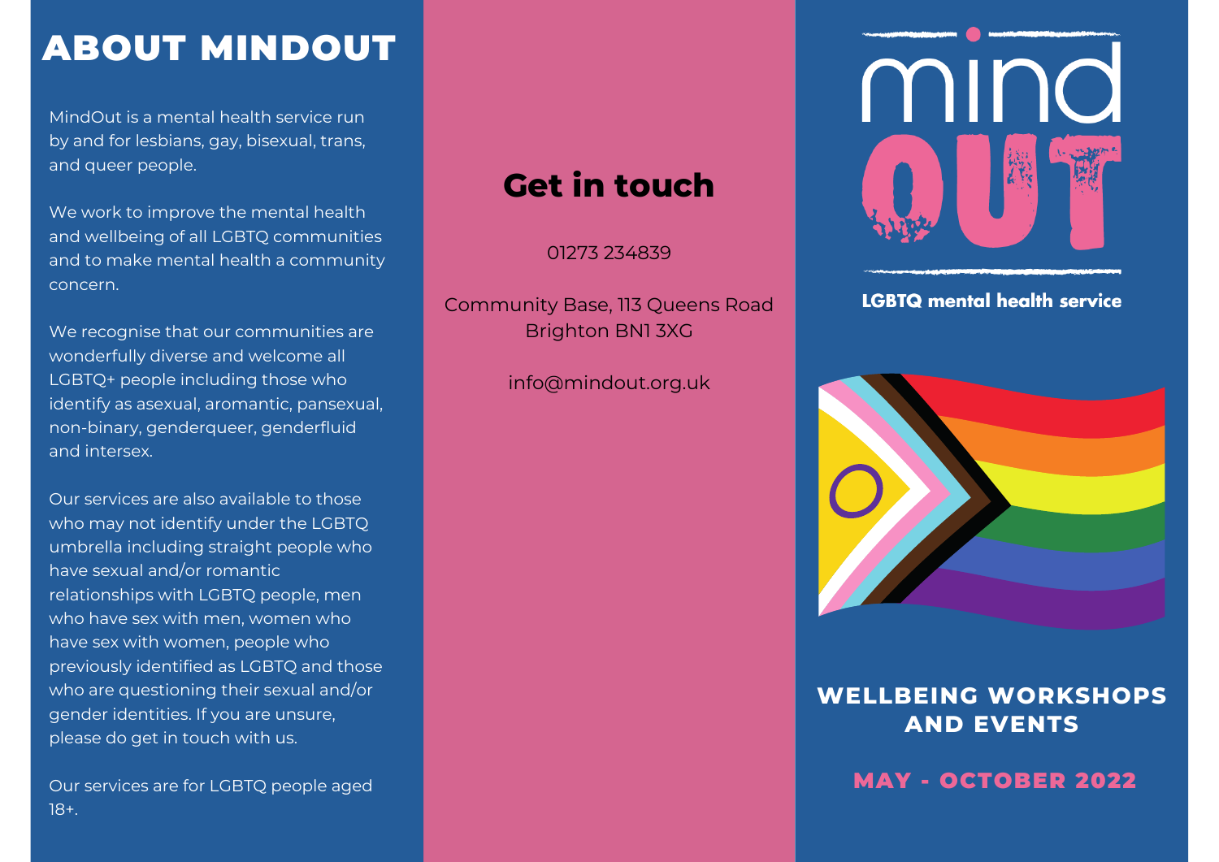# ABOUT MINDOUT

MindOut is a mental health service run by and for lesbians, gay, bisexual, trans, and queer people.

We work to improve the mental health and wellbeing of all LGBTQ communities and to make mental health a community concern.

We recognise that our communities are wonderfully diverse and welcome all LGBTQ+ people including those who identify as asexual, aromantic, pansexual, non-binary, genderqueer, genderfluid and intersex.

Our services are also available to those who may not identify under the LGBTQ umbrella including straight people who have sexual and/or romantic relationships with LGBTQ people, men who have sex with men, women who have sex with women, people who previously identified as LGBTQ and those who are questioning their sexual and/or gender identities. If you are unsure, please do get in touch with us.

Our services are for LGBTQ people aged 18+.

## Get in touch

01273 234839

Community Base, 113 Queens Road
Brighton BN1 3XG

info@mindout.org.uk

mind OUT

**LGBTQ mental health service**

## WELLBEING WORKSHOPS AND EVENTS

**MAY - OCTOBER 2022**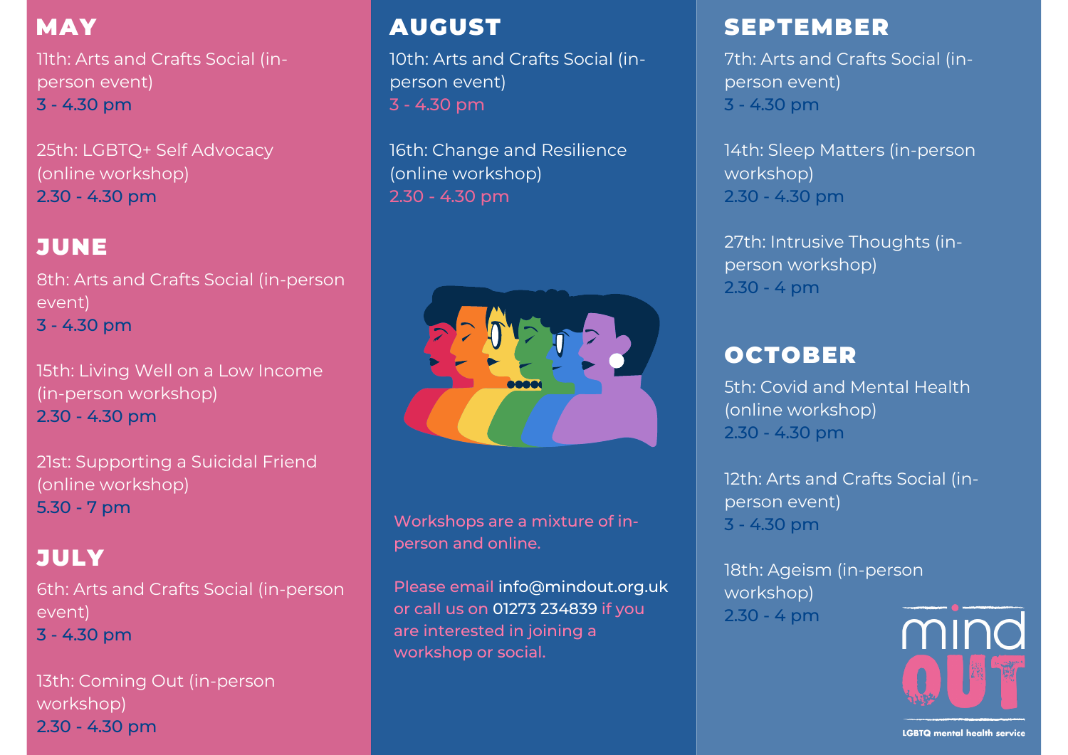## MAY

11th: Arts and Crafts Social (in-person event)
3 - 4.30 pm

25th: LGBTQ+ Self Advocacy (online workshop)
2.30 - 4.30 pm

## JUNE

8th: Arts and Crafts Social (in-person event)
3 - 4.30 pm

15th: Living Well on a Low Income (in-person workshop)
2.30 - 4.30 pm

21st: Supporting a Suicidal Friend (online workshop)
5.30 - 7 pm

## JULY

6th: Arts and Crafts Social (in-person event)
3 - 4.30 pm

13th: Coming Out (in-person workshop)
2.30 - 4.30 pm

## AUGUST

10th: Arts and Crafts Social (in-person event)
3 - 4.30 pm

16th: Change and Resilience (online workshop)
2.30 - 4.30 pm

Workshops are a mixture of in-person and online.

Please email info@mindout.org.uk or call us on 01273 234839 if you are interested in joining a workshop or social.

## SEPTEMBER

7th: Arts and Crafts Social (in-person event)
3 - 4.30 pm

14th: Sleep Matters (in-person workshop)
2.30 - 4.30 pm

27th: Intrusive Thoughts (in-person workshop)
2.30 - 4 pm

## OCTOBER

5th: Covid and Mental Health (online workshop)
2.30 - 4.30 pm

12th: Arts and Crafts Social (in-person event)
3 - 4.30 pm

18th: Ageism (in-person workshop)
2.30 - 4 pm

mind OUT
LGBTQ mental health service